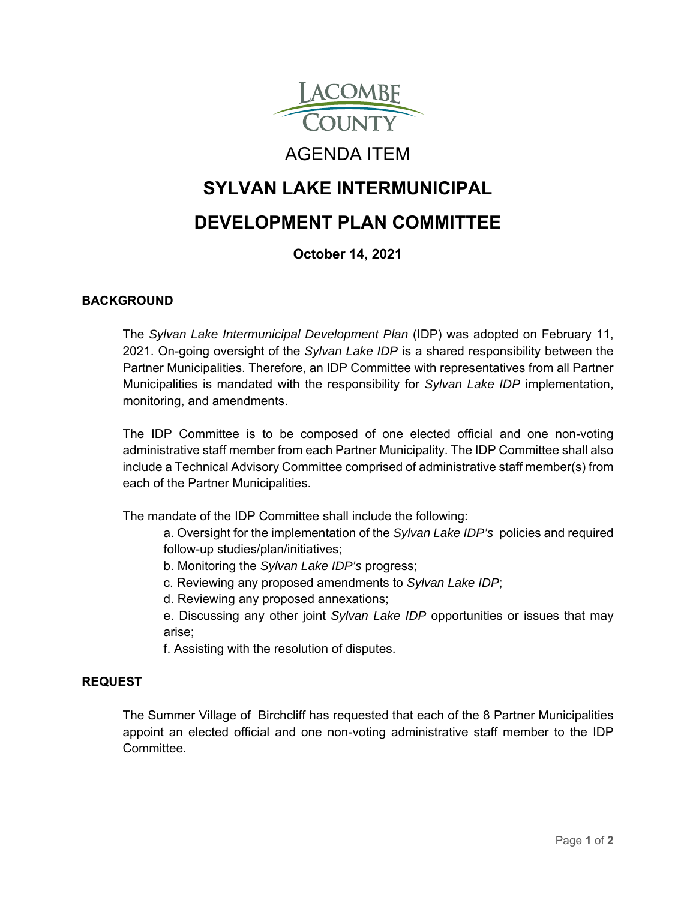LACOMBE COUNTY

AGENDA ITEM

# SYLVAN LAKE INTERMUNICIPAL DEVELOPMENT PLAN COMMITTEE

**October 14, 2021**

---

## BACKGROUND

The *Sylvan Lake Intermunicipal Development Plan* (IDP) was adopted on February 11, 2021. On-going oversight of the *Sylvan Lake IDP* is a shared responsibility between the Partner Municipalities. Therefore, an IDP Committee with representatives from all Partner Municipalities is mandated with the responsibility for *Sylvan Lake IDP* implementation, monitoring, and amendments.

The IDP Committee is to be composed of one elected official and one non-voting administrative staff member from each Partner Municipality. The IDP Committee shall also include a Technical Advisory Committee comprised of administrative staff member(s) from each of the Partner Municipalities.

The mandate of the IDP Committee shall include the following:

a. Oversight for the implementation of the *Sylvan Lake IDP's* policies and required follow-up studies/plan/initiatives;

b. Monitoring the *Sylvan Lake IDP's* progress;

c. Reviewing any proposed amendments to *Sylvan Lake IDP*;

d. Reviewing any proposed annexations;

e. Discussing any other joint *Sylvan Lake IDP* opportunities or issues that may arise;

f. Assisting with the resolution of disputes.

## REQUEST

The Summer Village of Birchcliff has requested that each of the 8 Partner Municipalities appoint an elected official and one non-voting administrative staff member to the IDP Committee.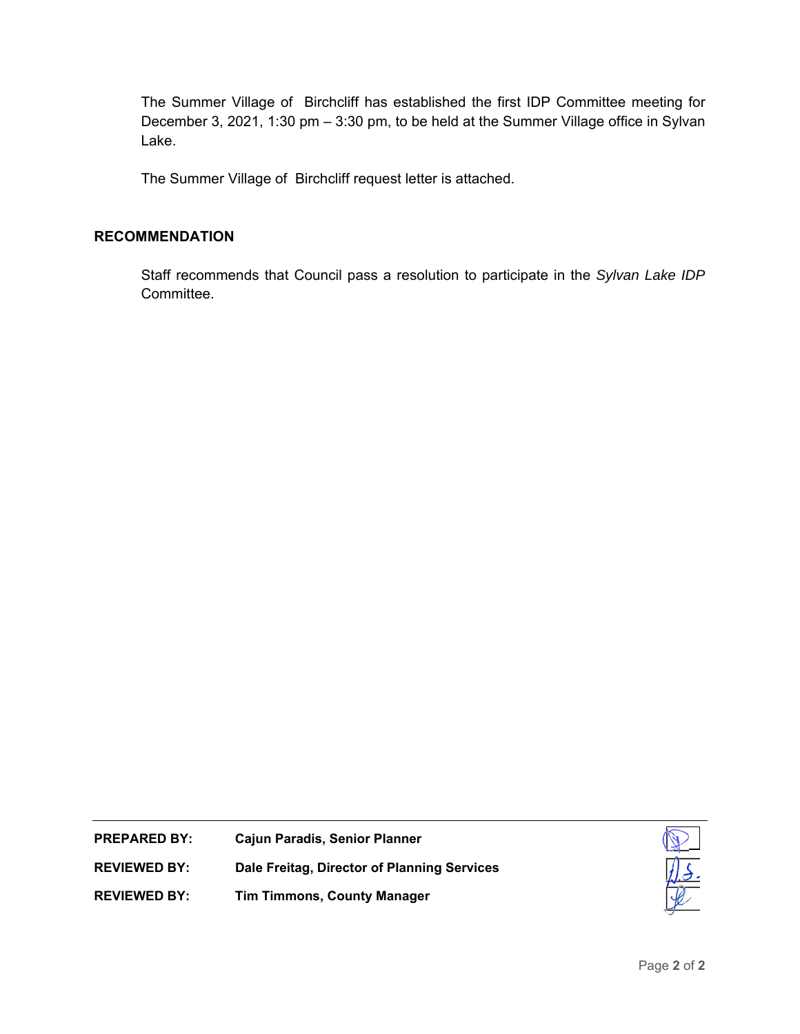The Summer Village of Birchcliff has established the first IDP Committee meeting for December 3, 2021, 1:30 pm – 3:30 pm, to be held at the Summer Village office in Sylvan Lake.

The Summer Village of Birchcliff request letter is attached.

## RECOMMENDATION

Staff recommends that Council pass a resolution to participate in the *Sylvan Lake IDP* Committee.

| | | |
|---|---|---|
| **PREPARED BY:** | **Cajun Paradis, Senior Planner** | |
| **REVIEWED BY:** | **Dale Freitag, Director of Planning Services** | D.S. |
| **REVIEWED BY:** | **Tim Timmons, County Manager** | |